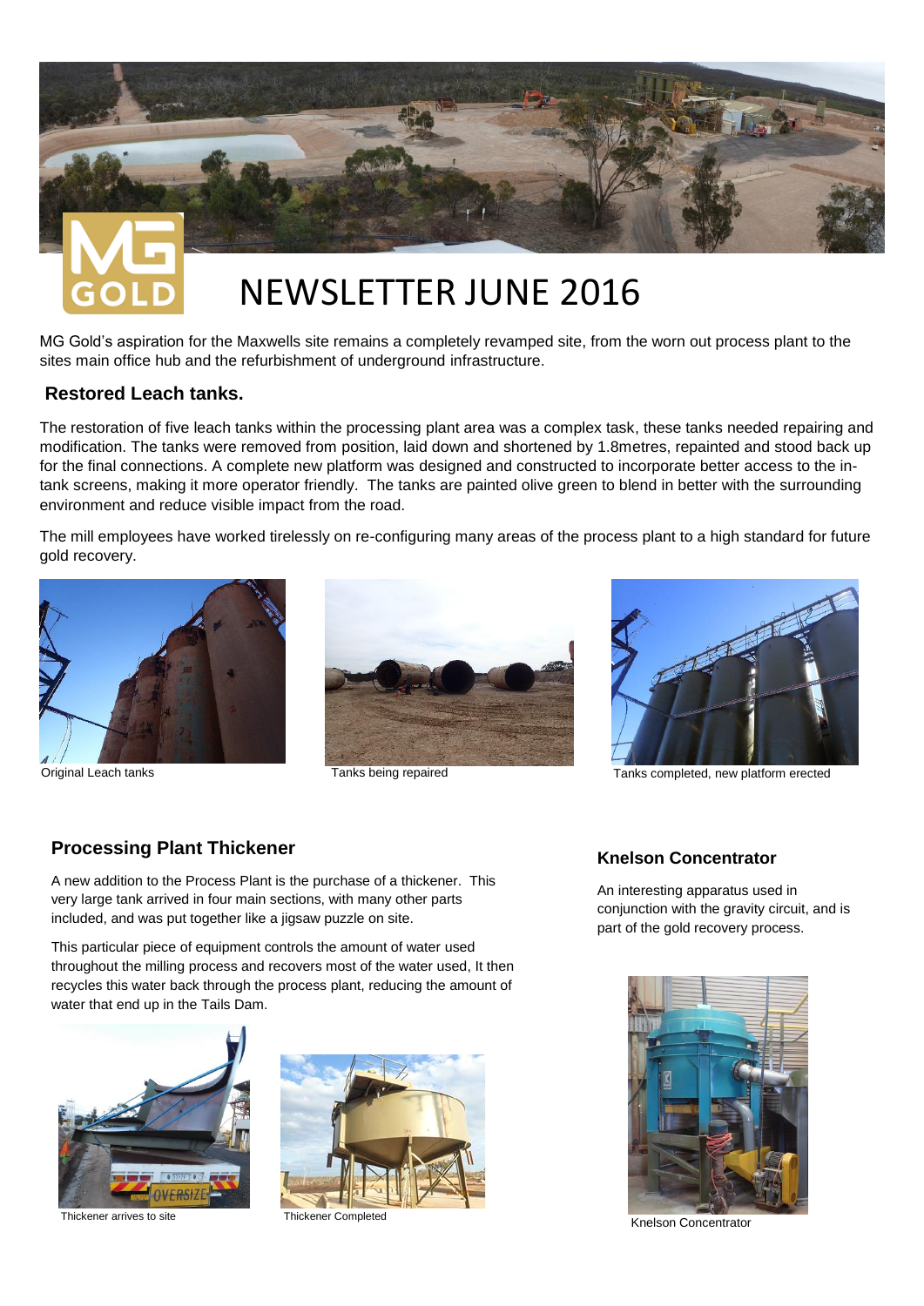# NEWSLETTER JUNE 2016

MG Gold's aspiration for the Maxwells site remains a completely revamped site, from the worn out process plant to the sites main office hub and the refurbishment of underground infrastructure.

## Restored Leach tanks.

The restoration of five leach tanks within the processing plant area was a complex task, these tanks needed repairing and modification. The tanks were removed from position, laid down and shortened by 1.8metres, repainted and stood back up for the final connections. A complete new platform was designed and constructed to incorporate better access to the in-tank screens, making it more operator friendly. The tanks are painted olive green to blend in better with the surrounding environment and reduce visible impact from the road.

The mill employees have worked tirelessly on re-configuring many areas of the process plant to a high standard for future gold recovery.

Original Leach tanks

Tanks being repaired

Tanks completed, new platform erected

## Processing Plant Thickener

A new addition to the Process Plant is the purchase of a thickener. This very large tank arrived in four main sections, with many other parts included, and was put together like a jigsaw puzzle on site.

This particular piece of equipment controls the amount of water used throughout the milling process and recovers most of the water used, It then recycles this water back through the process plant, reducing the amount of water that end up in the Tails Dam.

Thickener arrives to site

Thickener Completed

## Knelson Concentrator

An interesting apparatus used in conjunction with the gravity circuit, and is part of the gold recovery process.

Knelson Concentrator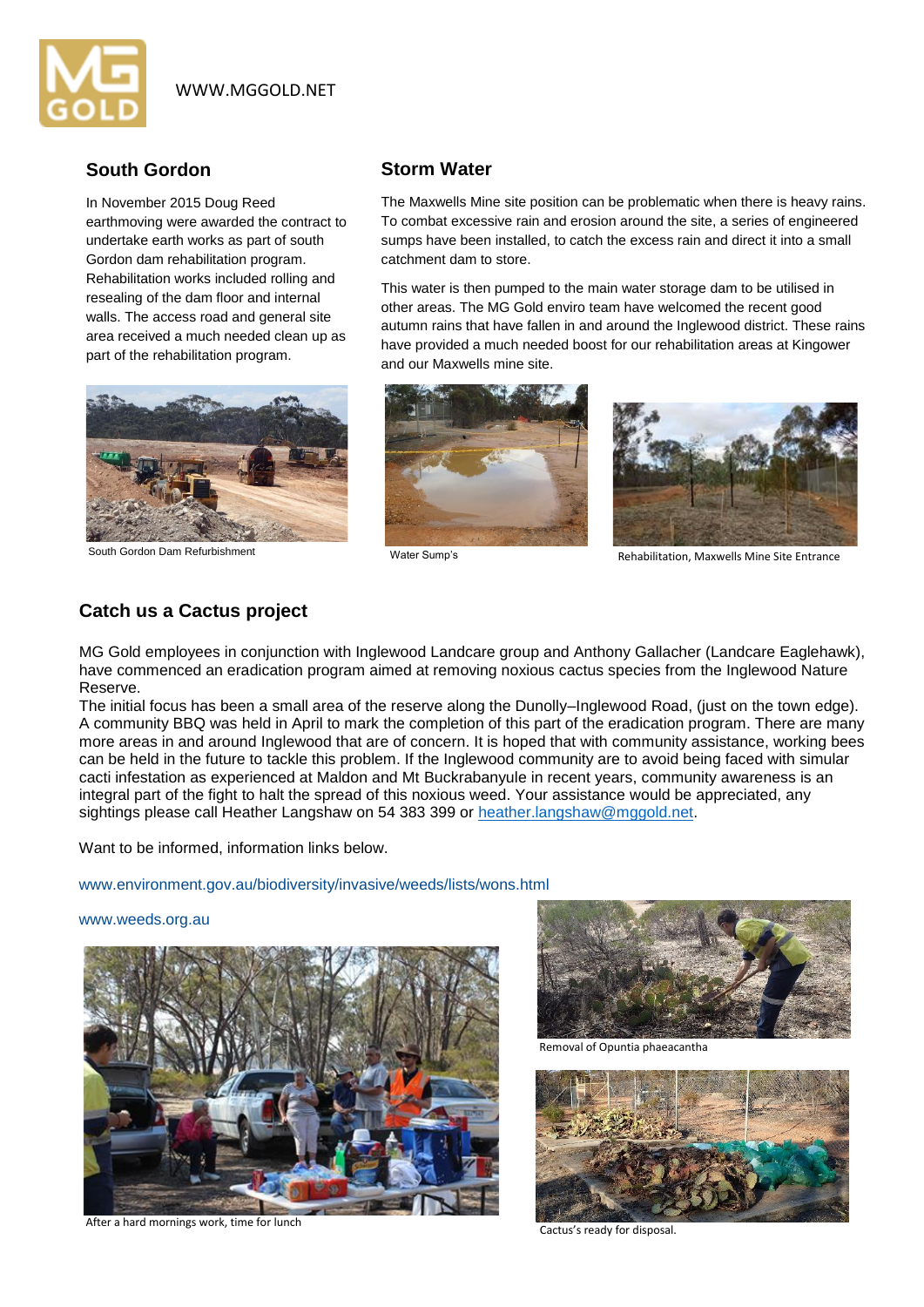WWW.MGGOLD.NET

## South Gordon

In November 2015 Doug Reed earthmoving were awarded the contract to undertake earth works as part of south Gordon dam rehabilitation program. Rehabilitation works included rolling and resealing of the dam floor and internal walls. The access road and general site area received a much needed clean up as part of the rehabilitation program.

South Gordon Dam Refurbishment

## Storm Water

The Maxwells Mine site position can be problematic when there is heavy rains. To combat excessive rain and erosion around the site, a series of engineered sumps have been installed, to catch the excess rain and direct it into a small catchment dam to store.

This water is then pumped to the main water storage dam to be utilised in other areas. The MG Gold enviro team have welcomed the recent good autumn rains that have fallen in and around the Inglewood district. These rains have provided a much needed boost for our rehabilitation areas at Kingower and our Maxwells mine site.

Water Sump's

Rehabilitation, Maxwells Mine Site Entrance

## Catch us a Cactus project

MG Gold employees in conjunction with Inglewood Landcare group and Anthony Gallacher (Landcare Eaglehawk), have commenced an eradication program aimed at removing noxious cactus species from the Inglewood Nature Reserve.

The initial focus has been a small area of the reserve along the Dunolly–Inglewood Road, (just on the town edge). A community BBQ was held in April to mark the completion of this part of the eradication program. There are many more areas in and around Inglewood that are of concern. It is hoped that with community assistance, working bees can be held in the future to tackle this problem. If the Inglewood community are to avoid being faced with simular cacti infestation as experienced at Maldon and Mt Buckrabanyule in recent years, community awareness is an integral part of the fight to halt the spread of this noxious weed. Your assistance would be appreciated, any sightings please call Heather Langshaw on 54 383 399 or heather.langshaw@mggold.net.

Want to be informed, information links below.

www.environment.gov.au/biodiversity/invasive/weeds/lists/wons.html

www.weeds.org.au

After a hard mornings work, time for lunch

Removal of Opuntia phaeacantha

Cactus's ready for disposal.